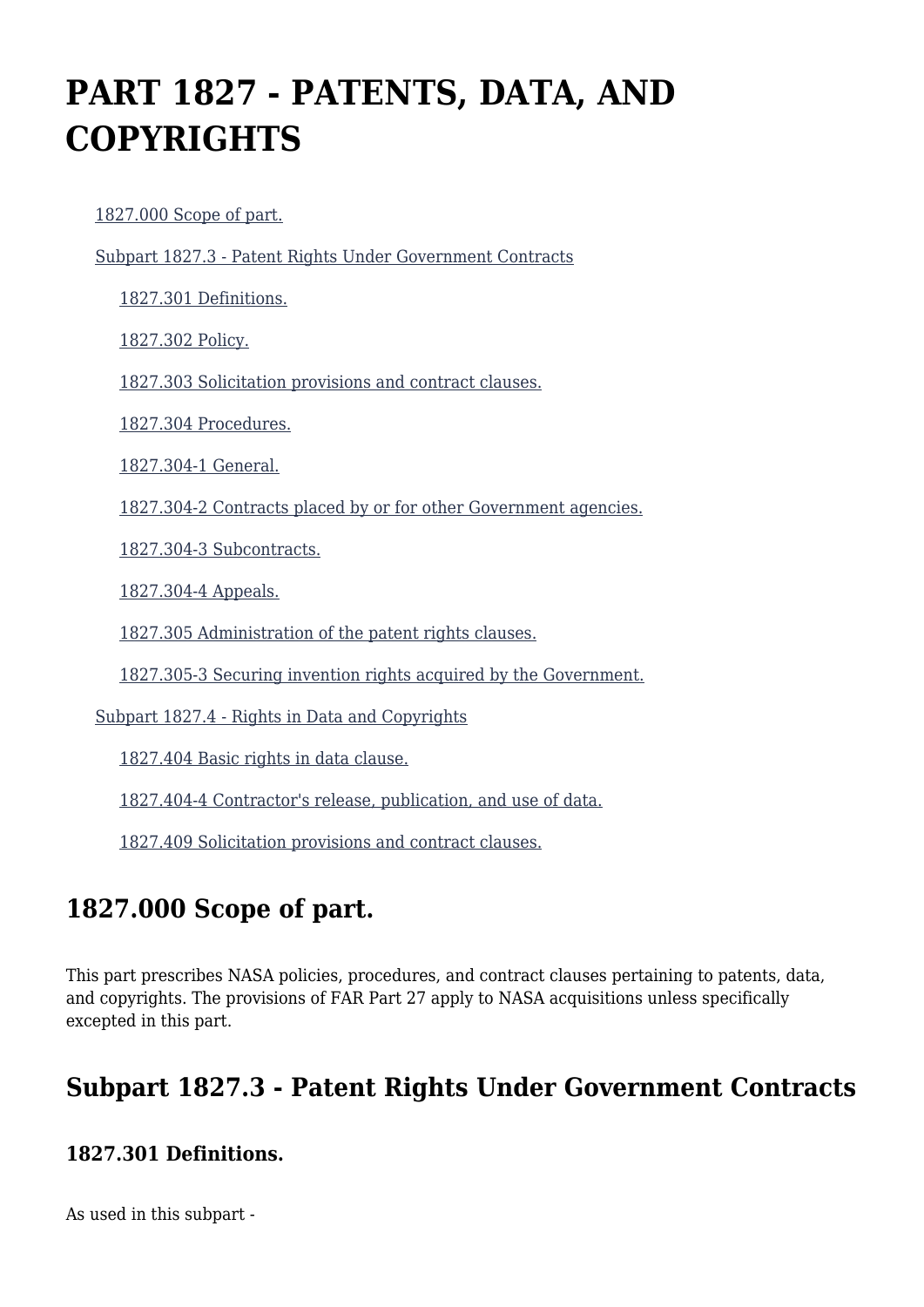# PART 1827 - PATENTS, DATA, AND COPYRIGHTS

- 1827.000 Scope of part.
- Subpart 1827.3 - Patent Rights Under Government Contracts
  - 1827.301 Definitions.
  - 1827.302 Policy.
  - 1827.303 Solicitation provisions and contract clauses.
  - 1827.304 Procedures.
  - 1827.304-1 General.
  - 1827.304-2 Contracts placed by or for other Government agencies.
  - 1827.304-3 Subcontracts.
  - 1827.304-4 Appeals.
  - 1827.305 Administration of the patent rights clauses.
  - 1827.305-3 Securing invention rights acquired by the Government.
- Subpart 1827.4 - Rights in Data and Copyrights
  - 1827.404 Basic rights in data clause.
  - 1827.404-4 Contractor's release, publication, and use of data.
  - 1827.409 Solicitation provisions and contract clauses.

## 1827.000 Scope of part.

This part prescribes NASA policies, procedures, and contract clauses pertaining to patents, data, and copyrights. The provisions of FAR Part 27 apply to NASA acquisitions unless specifically excepted in this part.

## Subpart 1827.3 - Patent Rights Under Government Contracts

### 1827.301 Definitions.

As used in this subpart -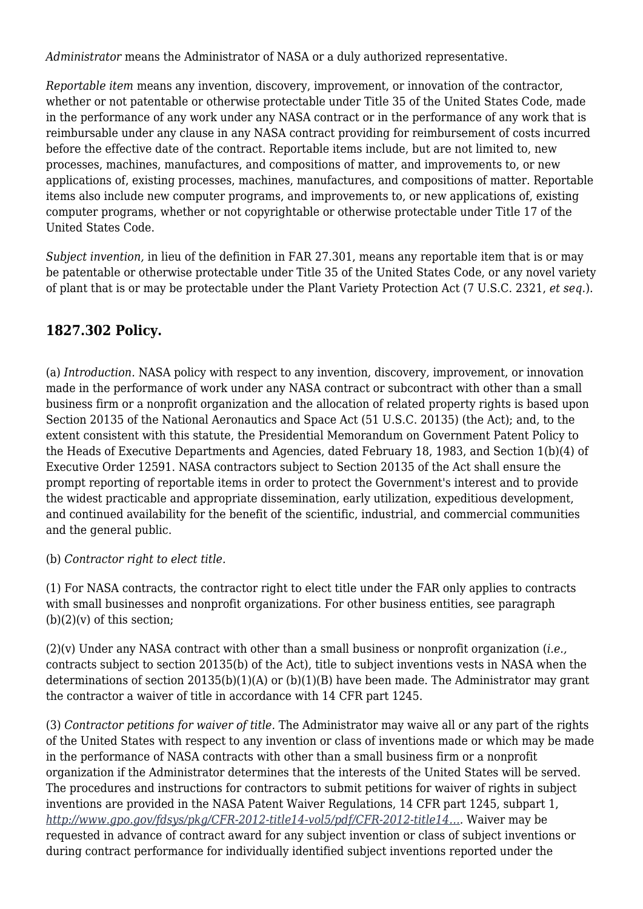*Administrator* means the Administrator of NASA or a duly authorized representative.

*Reportable item* means any invention, discovery, improvement, or innovation of the contractor, whether or not patentable or otherwise protectable under Title 35 of the United States Code, made in the performance of any work under any NASA contract or in the performance of any work that is reimbursable under any clause in any NASA contract providing for reimbursement of costs incurred before the effective date of the contract. Reportable items include, but are not limited to, new processes, machines, manufactures, and compositions of matter, and improvements to, or new applications of, existing processes, machines, manufactures, and compositions of matter. Reportable items also include new computer programs, and improvements to, or new applications of, existing computer programs, whether or not copyrightable or otherwise protectable under Title 17 of the United States Code.

*Subject invention,* in lieu of the definition in FAR 27.301, means any reportable item that is or may be patentable or otherwise protectable under Title 35 of the United States Code, or any novel variety of plant that is or may be protectable under the Plant Variety Protection Act (7 U.S.C. 2321, *et seq.*).

## 1827.302 Policy.

(a) *Introduction.* NASA policy with respect to any invention, discovery, improvement, or innovation made in the performance of work under any NASA contract or subcontract with other than a small business firm or a nonprofit organization and the allocation of related property rights is based upon Section 20135 of the National Aeronautics and Space Act (51 U.S.C. 20135) (the Act); and, to the extent consistent with this statute, the Presidential Memorandum on Government Patent Policy to the Heads of Executive Departments and Agencies, dated February 18, 1983, and Section 1(b)(4) of Executive Order 12591. NASA contractors subject to Section 20135 of the Act shall ensure the prompt reporting of reportable items in order to protect the Government's interest and to provide the widest practicable and appropriate dissemination, early utilization, expeditious development, and continued availability for the benefit of the scientific, industrial, and commercial communities and the general public.

(b) *Contractor right to elect title.*

(1) For NASA contracts, the contractor right to elect title under the FAR only applies to contracts with small businesses and nonprofit organizations. For other business entities, see paragraph (b)(2)(v) of this section;

(2)(v) Under any NASA contract with other than a small business or nonprofit organization (*i.e.,* contracts subject to section 20135(b) of the Act), title to subject inventions vests in NASA when the determinations of section 20135(b)(1)(A) or (b)(1)(B) have been made. The Administrator may grant the contractor a waiver of title in accordance with 14 CFR part 1245.

(3) *Contractor petitions for waiver of title.* The Administrator may waive all or any part of the rights of the United States with respect to any invention or class of inventions made or which may be made in the performance of NASA contracts with other than a small business firm or a nonprofit organization if the Administrator determines that the interests of the United States will be served. The procedures and instructions for contractors to submit petitions for waiver of rights in subject inventions are provided in the NASA Patent Waiver Regulations, 14 CFR part 1245, subpart 1, [http://www.gpo.gov/fdsys/pkg/CFR-2012-title14-vol5/pdf/CFR-2012-title14....](http://www.gpo.gov/fdsys/pkg/CFR-2012-title14-vol5/pdf/CFR-2012-title14...) Waiver may be requested in advance of contract award for any subject invention or class of subject inventions or during contract performance for individually identified subject inventions reported under the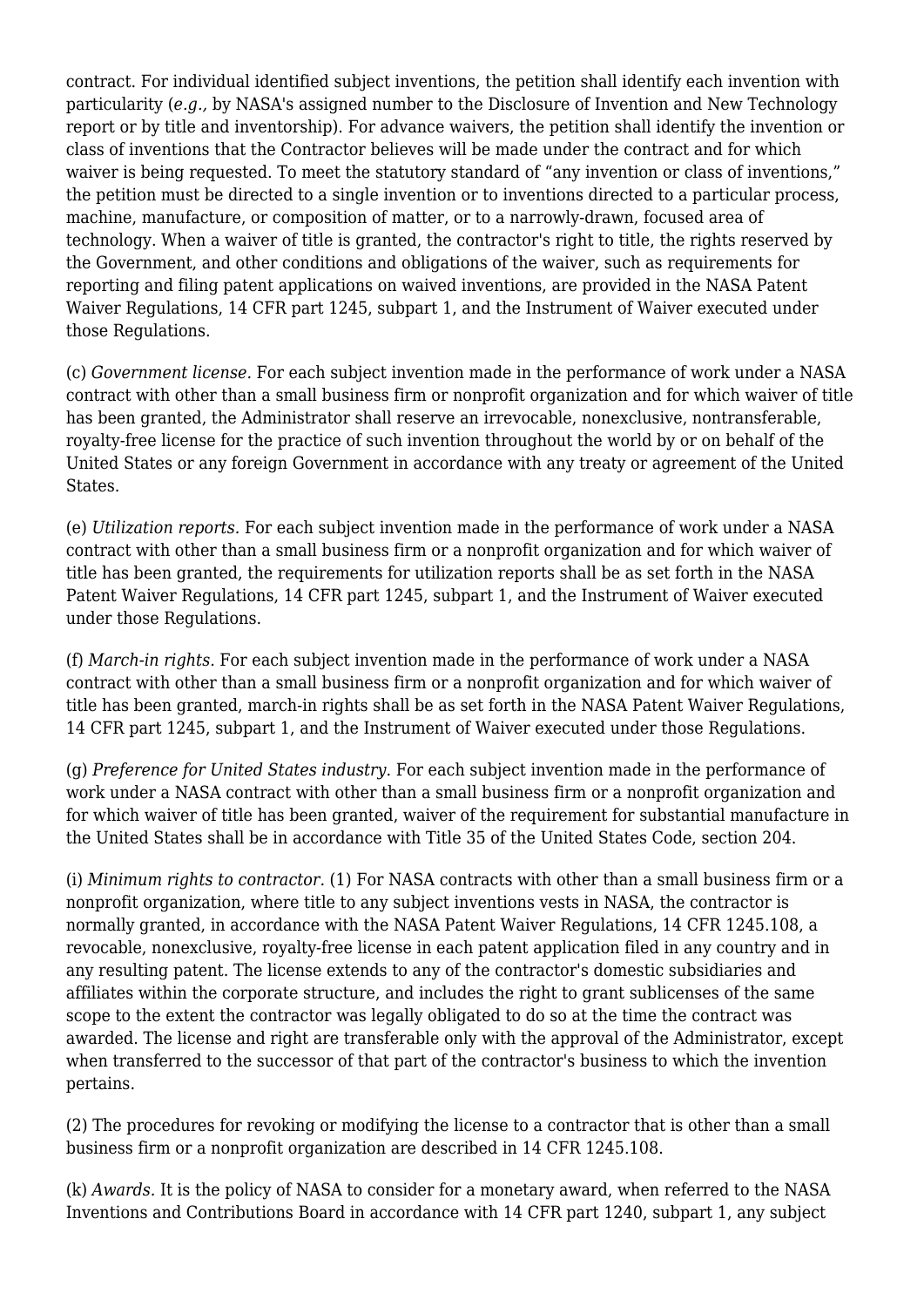contract. For individual identified subject inventions, the petition shall identify each invention with particularity (*e.g.,* by NASA's assigned number to the Disclosure of Invention and New Technology report or by title and inventorship). For advance waivers, the petition shall identify the invention or class of inventions that the Contractor believes will be made under the contract and for which waiver is being requested. To meet the statutory standard of "any invention or class of inventions," the petition must be directed to a single invention or to inventions directed to a particular process, machine, manufacture, or composition of matter, or to a narrowly-drawn, focused area of technology. When a waiver of title is granted, the contractor's right to title, the rights reserved by the Government, and other conditions and obligations of the waiver, such as requirements for reporting and filing patent applications on waived inventions, are provided in the NASA Patent Waiver Regulations, 14 CFR part 1245, subpart 1, and the Instrument of Waiver executed under those Regulations.

(c) *Government license.* For each subject invention made in the performance of work under a NASA contract with other than a small business firm or nonprofit organization and for which waiver of title has been granted, the Administrator shall reserve an irrevocable, nonexclusive, nontransferable, royalty-free license for the practice of such invention throughout the world by or on behalf of the United States or any foreign Government in accordance with any treaty or agreement of the United States.

(e) *Utilization reports.* For each subject invention made in the performance of work under a NASA contract with other than a small business firm or a nonprofit organization and for which waiver of title has been granted, the requirements for utilization reports shall be as set forth in the NASA Patent Waiver Regulations, 14 CFR part 1245, subpart 1, and the Instrument of Waiver executed under those Regulations.

(f) *March-in rights.* For each subject invention made in the performance of work under a NASA contract with other than a small business firm or a nonprofit organization and for which waiver of title has been granted, march-in rights shall be as set forth in the NASA Patent Waiver Regulations, 14 CFR part 1245, subpart 1, and the Instrument of Waiver executed under those Regulations.

(g) *Preference for United States industry.* For each subject invention made in the performance of work under a NASA contract with other than a small business firm or a nonprofit organization and for which waiver of title has been granted, waiver of the requirement for substantial manufacture in the United States shall be in accordance with Title 35 of the United States Code, section 204.

(i) *Minimum rights to contractor.* (1) For NASA contracts with other than a small business firm or a nonprofit organization, where title to any subject inventions vests in NASA, the contractor is normally granted, in accordance with the NASA Patent Waiver Regulations, 14 CFR 1245.108, a revocable, nonexclusive, royalty-free license in each patent application filed in any country and in any resulting patent. The license extends to any of the contractor's domestic subsidiaries and affiliates within the corporate structure, and includes the right to grant sublicenses of the same scope to the extent the contractor was legally obligated to do so at the time the contract was awarded. The license and right are transferable only with the approval of the Administrator, except when transferred to the successor of that part of the contractor's business to which the invention pertains.

(2) The procedures for revoking or modifying the license to a contractor that is other than a small business firm or a nonprofit organization are described in 14 CFR 1245.108.

(k) *Awards.* It is the policy of NASA to consider for a monetary award, when referred to the NASA Inventions and Contributions Board in accordance with 14 CFR part 1240, subpart 1, any subject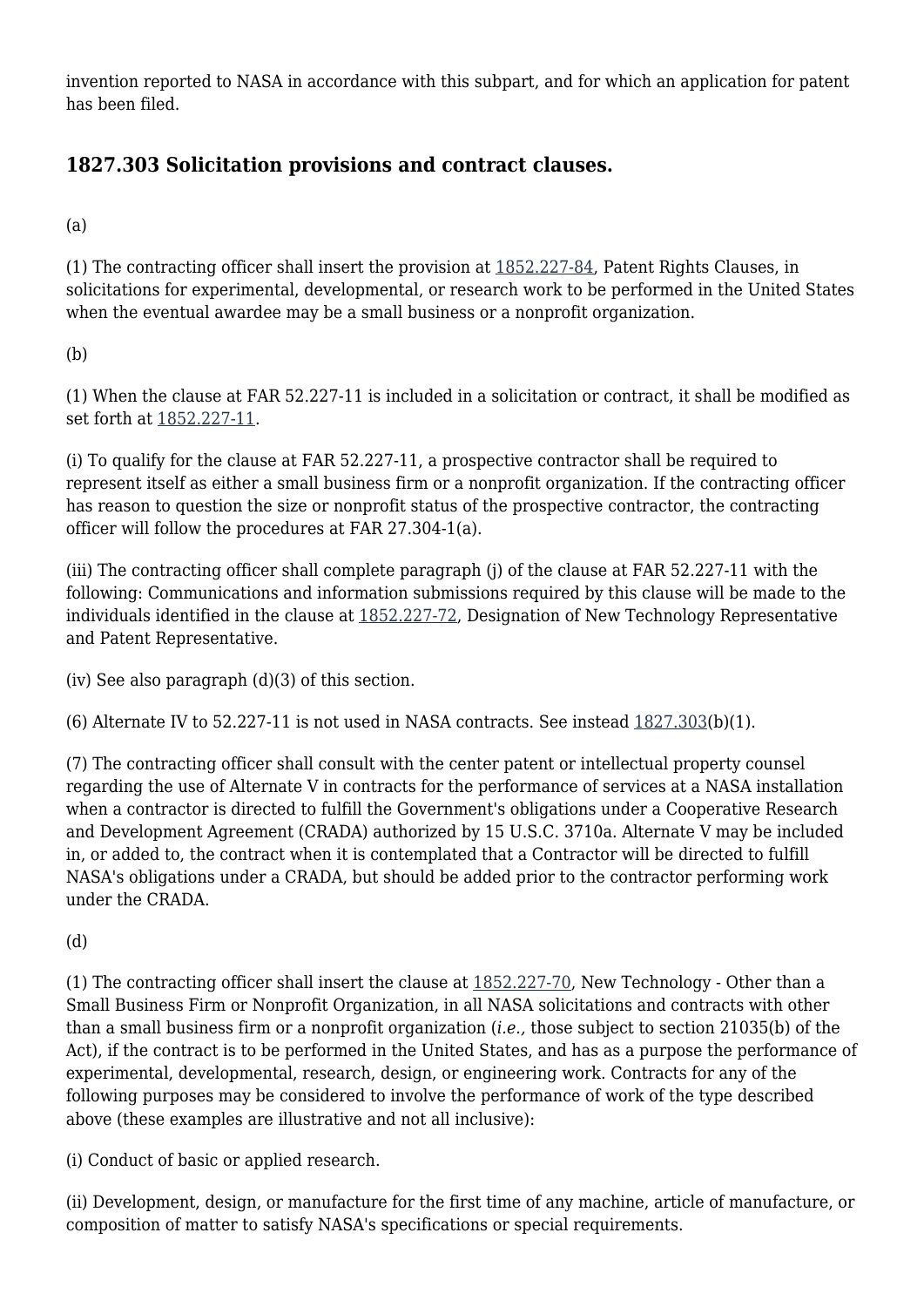invention reported to NASA in accordance with this subpart, and for which an application for patent has been filed.

## 1827.303 Solicitation provisions and contract clauses.

(a)

(1) The contracting officer shall insert the provision at 1852.227-84, Patent Rights Clauses, in solicitations for experimental, developmental, or research work to be performed in the United States when the eventual awardee may be a small business or a nonprofit organization.

(b)

(1) When the clause at FAR 52.227-11 is included in a solicitation or contract, it shall be modified as set forth at 1852.227-11.

(i) To qualify for the clause at FAR 52.227-11, a prospective contractor shall be required to represent itself as either a small business firm or a nonprofit organization. If the contracting officer has reason to question the size or nonprofit status of the prospective contractor, the contracting officer will follow the procedures at FAR 27.304-1(a).

(iii) The contracting officer shall complete paragraph (j) of the clause at FAR 52.227-11 with the following: Communications and information submissions required by this clause will be made to the individuals identified in the clause at 1852.227-72, Designation of New Technology Representative and Patent Representative.

(iv) See also paragraph (d)(3) of this section.

(6) Alternate IV to 52.227-11 is not used in NASA contracts. See instead 1827.303(b)(1).

(7) The contracting officer shall consult with the center patent or intellectual property counsel regarding the use of Alternate V in contracts for the performance of services at a NASA installation when a contractor is directed to fulfill the Government's obligations under a Cooperative Research and Development Agreement (CRADA) authorized by 15 U.S.C. 3710a. Alternate V may be included in, or added to, the contract when it is contemplated that a Contractor will be directed to fulfill NASA's obligations under a CRADA, but should be added prior to the contractor performing work under the CRADA.

(d)

(1) The contracting officer shall insert the clause at 1852.227-70, New Technology - Other than a Small Business Firm or Nonprofit Organization, in all NASA solicitations and contracts with other than a small business firm or a nonprofit organization (*i.e.,* those subject to section 21035(b) of the Act), if the contract is to be performed in the United States, and has as a purpose the performance of experimental, developmental, research, design, or engineering work. Contracts for any of the following purposes may be considered to involve the performance of work of the type described above (these examples are illustrative and not all inclusive):

(i) Conduct of basic or applied research.

(ii) Development, design, or manufacture for the first time of any machine, article of manufacture, or composition of matter to satisfy NASA's specifications or special requirements.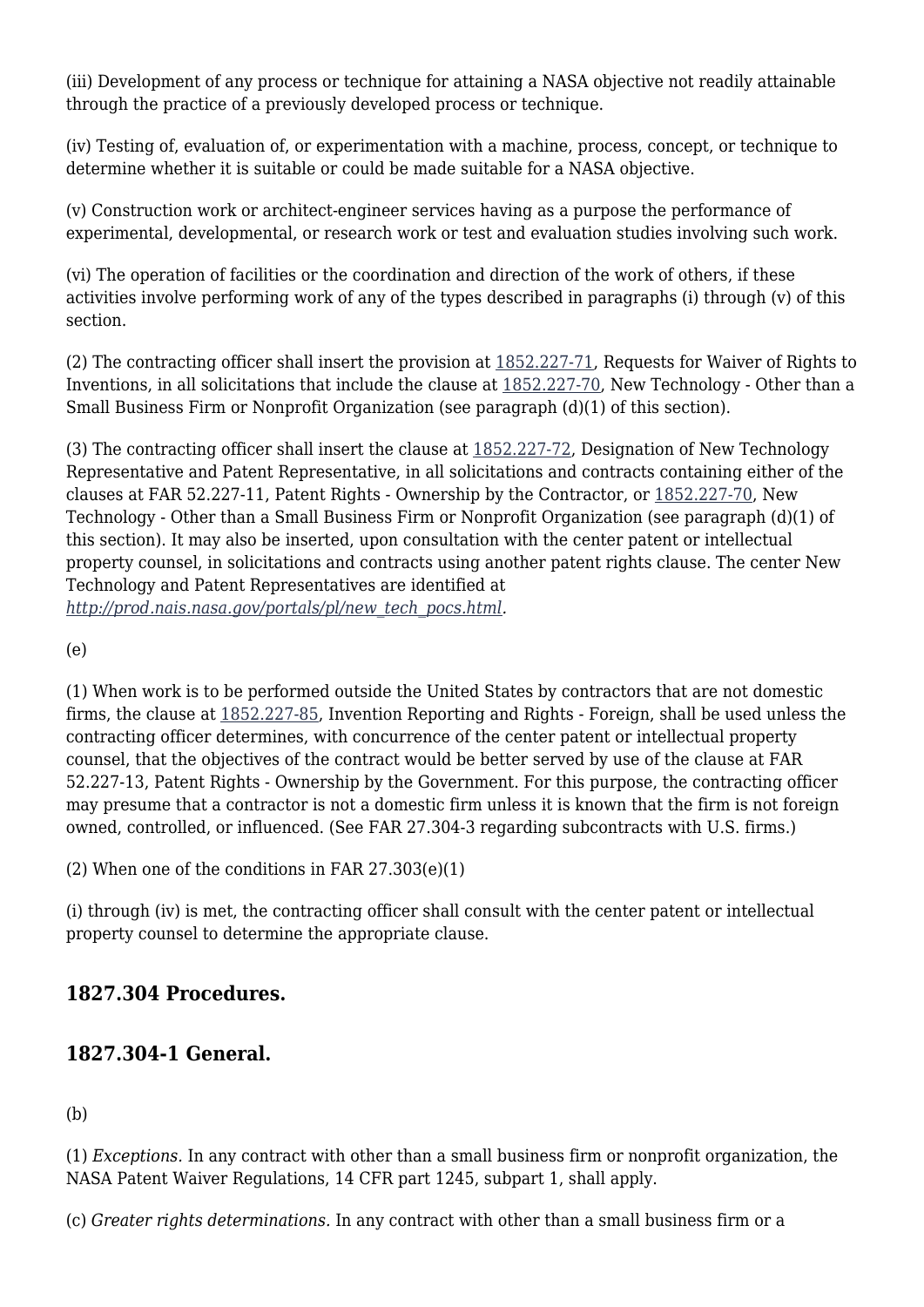(iii) Development of any process or technique for attaining a NASA objective not readily attainable through the practice of a previously developed process or technique.

(iv) Testing of, evaluation of, or experimentation with a machine, process, concept, or technique to determine whether it is suitable or could be made suitable for a NASA objective.

(v) Construction work or architect-engineer services having as a purpose the performance of experimental, developmental, or research work or test and evaluation studies involving such work.

(vi) The operation of facilities or the coordination and direction of the work of others, if these activities involve performing work of any of the types described in paragraphs (i) through (v) of this section.

(2) The contracting officer shall insert the provision at 1852.227-71, Requests for Waiver of Rights to Inventions, in all solicitations that include the clause at 1852.227-70, New Technology - Other than a Small Business Firm or Nonprofit Organization (see paragraph (d)(1) of this section).

(3) The contracting officer shall insert the clause at 1852.227-72, Designation of New Technology Representative and Patent Representative, in all solicitations and contracts containing either of the clauses at FAR 52.227-11, Patent Rights - Ownership by the Contractor, or 1852.227-70, New Technology - Other than a Small Business Firm or Nonprofit Organization (see paragraph (d)(1) of this section). It may also be inserted, upon consultation with the center patent or intellectual property counsel, in solicitations and contracts using another patent rights clause. The center New Technology and Patent Representatives are identified at *http://prod.nais.nasa.gov/portals/pl/new_tech_pocs.html*.

(e)

(1) When work is to be performed outside the United States by contractors that are not domestic firms, the clause at 1852.227-85, Invention Reporting and Rights - Foreign, shall be used unless the contracting officer determines, with concurrence of the center patent or intellectual property counsel, that the objectives of the contract would be better served by use of the clause at FAR 52.227-13, Patent Rights - Ownership by the Government. For this purpose, the contracting officer may presume that a contractor is not a domestic firm unless it is known that the firm is not foreign owned, controlled, or influenced. (See FAR 27.304-3 regarding subcontracts with U.S. firms.)

(2) When one of the conditions in FAR 27.303(e)(1)

(i) through (iv) is met, the contracting officer shall consult with the center patent or intellectual property counsel to determine the appropriate clause.

## 1827.304 Procedures.

## 1827.304-1 General.

(b)

(1) *Exceptions.* In any contract with other than a small business firm or nonprofit organization, the NASA Patent Waiver Regulations, 14 CFR part 1245, subpart 1, shall apply.

(c) *Greater rights determinations.* In any contract with other than a small business firm or a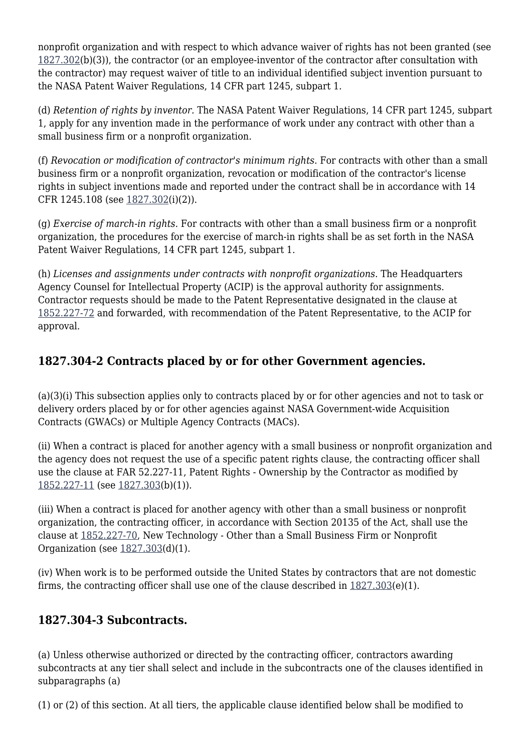nonprofit organization and with respect to which advance waiver of rights has not been granted (see 1827.302(b)(3)), the contractor (or an employee-inventor of the contractor after consultation with the contractor) may request waiver of title to an individual identified subject invention pursuant to the NASA Patent Waiver Regulations, 14 CFR part 1245, subpart 1.

(d) *Retention of rights by inventor.* The NASA Patent Waiver Regulations, 14 CFR part 1245, subpart 1, apply for any invention made in the performance of work under any contract with other than a small business firm or a nonprofit organization.

(f) *Revocation or modification of contractor's minimum rights.* For contracts with other than a small business firm or a nonprofit organization, revocation or modification of the contractor's license rights in subject inventions made and reported under the contract shall be in accordance with 14 CFR 1245.108 (see 1827.302(i)(2)).

(g) *Exercise of march-in rights.* For contracts with other than a small business firm or a nonprofit organization, the procedures for the exercise of march-in rights shall be as set forth in the NASA Patent Waiver Regulations, 14 CFR part 1245, subpart 1.

(h) *Licenses and assignments under contracts with nonprofit organizations.* The Headquarters Agency Counsel for Intellectual Property (ACIP) is the approval authority for assignments. Contractor requests should be made to the Patent Representative designated in the clause at 1852.227-72 and forwarded, with recommendation of the Patent Representative, to the ACIP for approval.

## 1827.304-2 Contracts placed by or for other Government agencies.

(a)(3)(i) This subsection applies only to contracts placed by or for other agencies and not to task or delivery orders placed by or for other agencies against NASA Government-wide Acquisition Contracts (GWACs) or Multiple Agency Contracts (MACs).

(ii) When a contract is placed for another agency with a small business or nonprofit organization and the agency does not request the use of a specific patent rights clause, the contracting officer shall use the clause at FAR 52.227-11, Patent Rights - Ownership by the Contractor as modified by 1852.227-11 (see 1827.303(b)(1)).

(iii) When a contract is placed for another agency with other than a small business or nonprofit organization, the contracting officer, in accordance with Section 20135 of the Act, shall use the clause at 1852.227-70, New Technology - Other than a Small Business Firm or Nonprofit Organization (see 1827.303(d)(1).

(iv) When work is to be performed outside the United States by contractors that are not domestic firms, the contracting officer shall use one of the clause described in 1827.303(e)(1).

## 1827.304-3 Subcontracts.

(a) Unless otherwise authorized or directed by the contracting officer, contractors awarding subcontracts at any tier shall select and include in the subcontracts one of the clauses identified in subparagraphs (a)

(1) or (2) of this section. At all tiers, the applicable clause identified below shall be modified to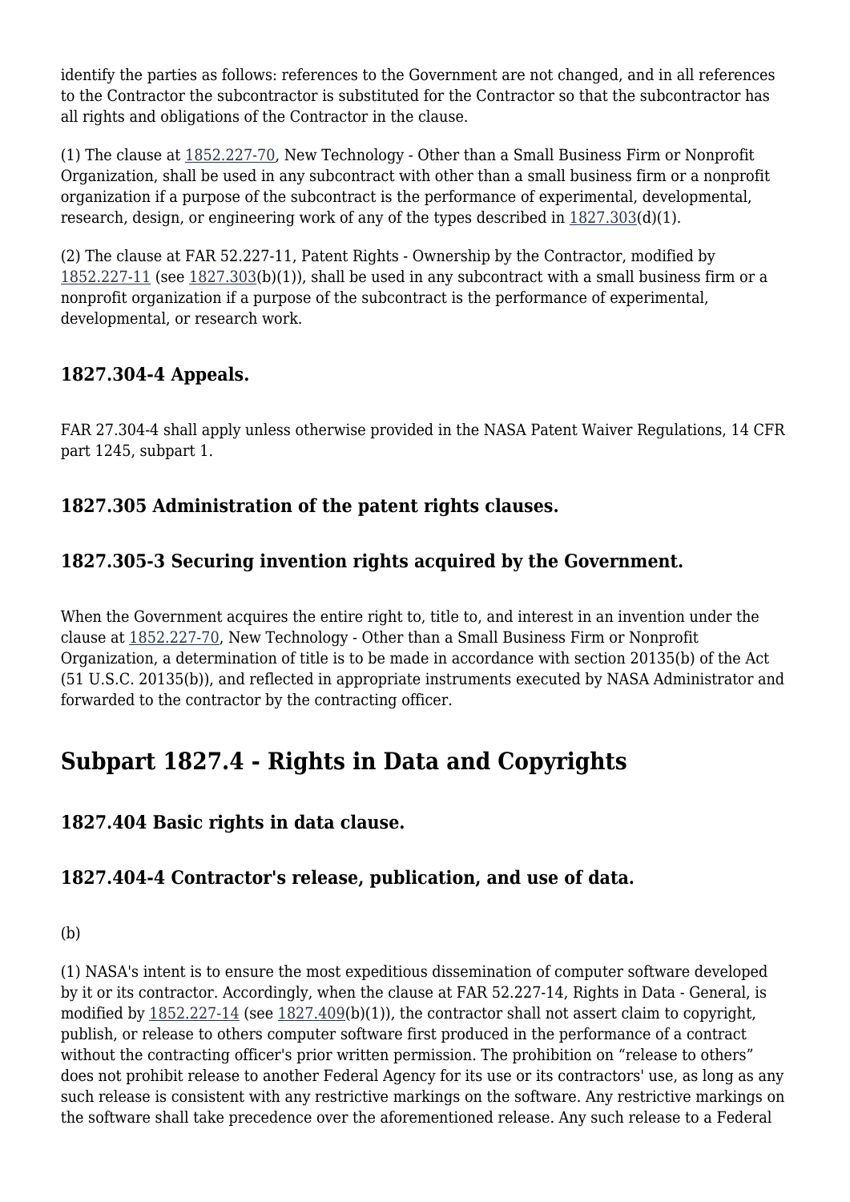identify the parties as follows: references to the Government are not changed, and in all references to the Contractor the subcontractor is substituted for the Contractor so that the subcontractor has all rights and obligations of the Contractor in the clause.

(1) The clause at 1852.227-70, New Technology - Other than a Small Business Firm or Nonprofit Organization, shall be used in any subcontract with other than a small business firm or a nonprofit organization if a purpose of the subcontract is the performance of experimental, developmental, research, design, or engineering work of any of the types described in 1827.303(d)(1).

(2) The clause at FAR 52.227-11, Patent Rights - Ownership by the Contractor, modified by 1852.227-11 (see 1827.303(b)(1)), shall be used in any subcontract with a small business firm or a nonprofit organization if a purpose of the subcontract is the performance of experimental, developmental, or research work.

### 1827.304-4 Appeals.

FAR 27.304-4 shall apply unless otherwise provided in the NASA Patent Waiver Regulations, 14 CFR part 1245, subpart 1.

### 1827.305 Administration of the patent rights clauses.

### 1827.305-3 Securing invention rights acquired by the Government.

When the Government acquires the entire right to, title to, and interest in an invention under the clause at 1852.227-70, New Technology - Other than a Small Business Firm or Nonprofit Organization, a determination of title is to be made in accordance with section 20135(b) of the Act (51 U.S.C. 20135(b)), and reflected in appropriate instruments executed by NASA Administrator and forwarded to the contractor by the contracting officer.

## Subpart 1827.4 - Rights in Data and Copyrights

### 1827.404 Basic rights in data clause.

### 1827.404-4 Contractor's release, publication, and use of data.

(b)

(1) NASA's intent is to ensure the most expeditious dissemination of computer software developed by it or its contractor. Accordingly, when the clause at FAR 52.227-14, Rights in Data - General, is modified by 1852.227-14 (see 1827.409(b)(1)), the contractor shall not assert claim to copyright, publish, or release to others computer software first produced in the performance of a contract without the contracting officer's prior written permission. The prohibition on “release to others” does not prohibit release to another Federal Agency for its use or its contractors' use, as long as any such release is consistent with any restrictive markings on the software. Any restrictive markings on the software shall take precedence over the aforementioned release. Any such release to a Federal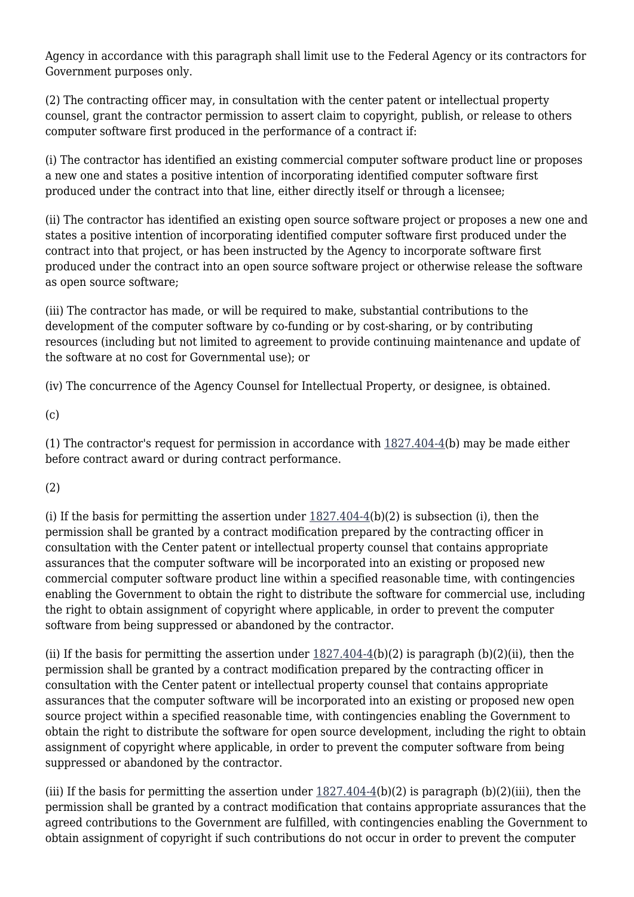Agency in accordance with this paragraph shall limit use to the Federal Agency or its contractors for Government purposes only.

(2) The contracting officer may, in consultation with the center patent or intellectual property counsel, grant the contractor permission to assert claim to copyright, publish, or release to others computer software first produced in the performance of a contract if:

(i) The contractor has identified an existing commercial computer software product line or proposes a new one and states a positive intention of incorporating identified computer software first produced under the contract into that line, either directly itself or through a licensee;

(ii) The contractor has identified an existing open source software project or proposes a new one and states a positive intention of incorporating identified computer software first produced under the contract into that project, or has been instructed by the Agency to incorporate software first produced under the contract into an open source software project or otherwise release the software as open source software;

(iii) The contractor has made, or will be required to make, substantial contributions to the development of the computer software by co-funding or by cost-sharing, or by contributing resources (including but not limited to agreement to provide continuing maintenance and update of the software at no cost for Governmental use); or

(iv) The concurrence of the Agency Counsel for Intellectual Property, or designee, is obtained.

(c)

(1) The contractor's request for permission in accordance with 1827.404-4(b) may be made either before contract award or during contract performance.

(2)

(i) If the basis for permitting the assertion under 1827.404-4(b)(2) is subsection (i), then the permission shall be granted by a contract modification prepared by the contracting officer in consultation with the Center patent or intellectual property counsel that contains appropriate assurances that the computer software will be incorporated into an existing or proposed new commercial computer software product line within a specified reasonable time, with contingencies enabling the Government to obtain the right to distribute the software for commercial use, including the right to obtain assignment of copyright where applicable, in order to prevent the computer software from being suppressed or abandoned by the contractor.

(ii) If the basis for permitting the assertion under 1827.404-4(b)(2) is paragraph (b)(2)(ii), then the permission shall be granted by a contract modification prepared by the contracting officer in consultation with the Center patent or intellectual property counsel that contains appropriate assurances that the computer software will be incorporated into an existing or proposed new open source project within a specified reasonable time, with contingencies enabling the Government to obtain the right to distribute the software for open source development, including the right to obtain assignment of copyright where applicable, in order to prevent the computer software from being suppressed or abandoned by the contractor.

(iii) If the basis for permitting the assertion under 1827.404-4(b)(2) is paragraph (b)(2)(iii), then the permission shall be granted by a contract modification that contains appropriate assurances that the agreed contributions to the Government are fulfilled, with contingencies enabling the Government to obtain assignment of copyright if such contributions do not occur in order to prevent the computer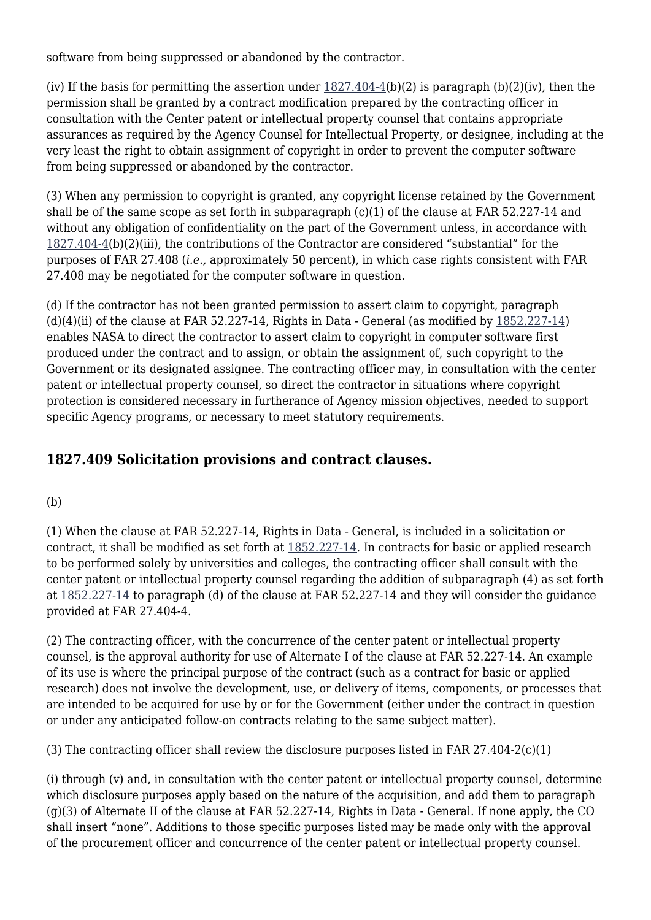software from being suppressed or abandoned by the contractor.

(iv) If the basis for permitting the assertion under 1827.404-4(b)(2) is paragraph (b)(2)(iv), then the permission shall be granted by a contract modification prepared by the contracting officer in consultation with the Center patent or intellectual property counsel that contains appropriate assurances as required by the Agency Counsel for Intellectual Property, or designee, including at the very least the right to obtain assignment of copyright in order to prevent the computer software from being suppressed or abandoned by the contractor.

(3) When any permission to copyright is granted, any copyright license retained by the Government shall be of the same scope as set forth in subparagraph (c)(1) of the clause at FAR 52.227-14 and without any obligation of confidentiality on the part of the Government unless, in accordance with 1827.404-4(b)(2)(iii), the contributions of the Contractor are considered "substantial" for the purposes of FAR 27.408 (*i.e.*, approximately 50 percent), in which case rights consistent with FAR 27.408 may be negotiated for the computer software in question.

(d) If the contractor has not been granted permission to assert claim to copyright, paragraph (d)(4)(ii) of the clause at FAR 52.227-14, Rights in Data - General (as modified by 1852.227-14) enables NASA to direct the contractor to assert claim to copyright in computer software first produced under the contract and to assign, or obtain the assignment of, such copyright to the Government or its designated assignee. The contracting officer may, in consultation with the center patent or intellectual property counsel, so direct the contractor in situations where copyright protection is considered necessary in furtherance of Agency mission objectives, needed to support specific Agency programs, or necessary to meet statutory requirements.

## 1827.409 Solicitation provisions and contract clauses.

(b)

(1) When the clause at FAR 52.227-14, Rights in Data - General, is included in a solicitation or contract, it shall be modified as set forth at 1852.227-14. In contracts for basic or applied research to be performed solely by universities and colleges, the contracting officer shall consult with the center patent or intellectual property counsel regarding the addition of subparagraph (4) as set forth at 1852.227-14 to paragraph (d) of the clause at FAR 52.227-14 and they will consider the guidance provided at FAR 27.404-4.

(2) The contracting officer, with the concurrence of the center patent or intellectual property counsel, is the approval authority for use of Alternate I of the clause at FAR 52.227-14. An example of its use is where the principal purpose of the contract (such as a contract for basic or applied research) does not involve the development, use, or delivery of items, components, or processes that are intended to be acquired for use by or for the Government (either under the contract in question or under any anticipated follow-on contracts relating to the same subject matter).

(3) The contracting officer shall review the disclosure purposes listed in FAR 27.404-2(c)(1)

(i) through (v) and, in consultation with the center patent or intellectual property counsel, determine which disclosure purposes apply based on the nature of the acquisition, and add them to paragraph (g)(3) of Alternate II of the clause at FAR 52.227-14, Rights in Data - General. If none apply, the CO shall insert "none". Additions to those specific purposes listed may be made only with the approval of the procurement officer and concurrence of the center patent or intellectual property counsel.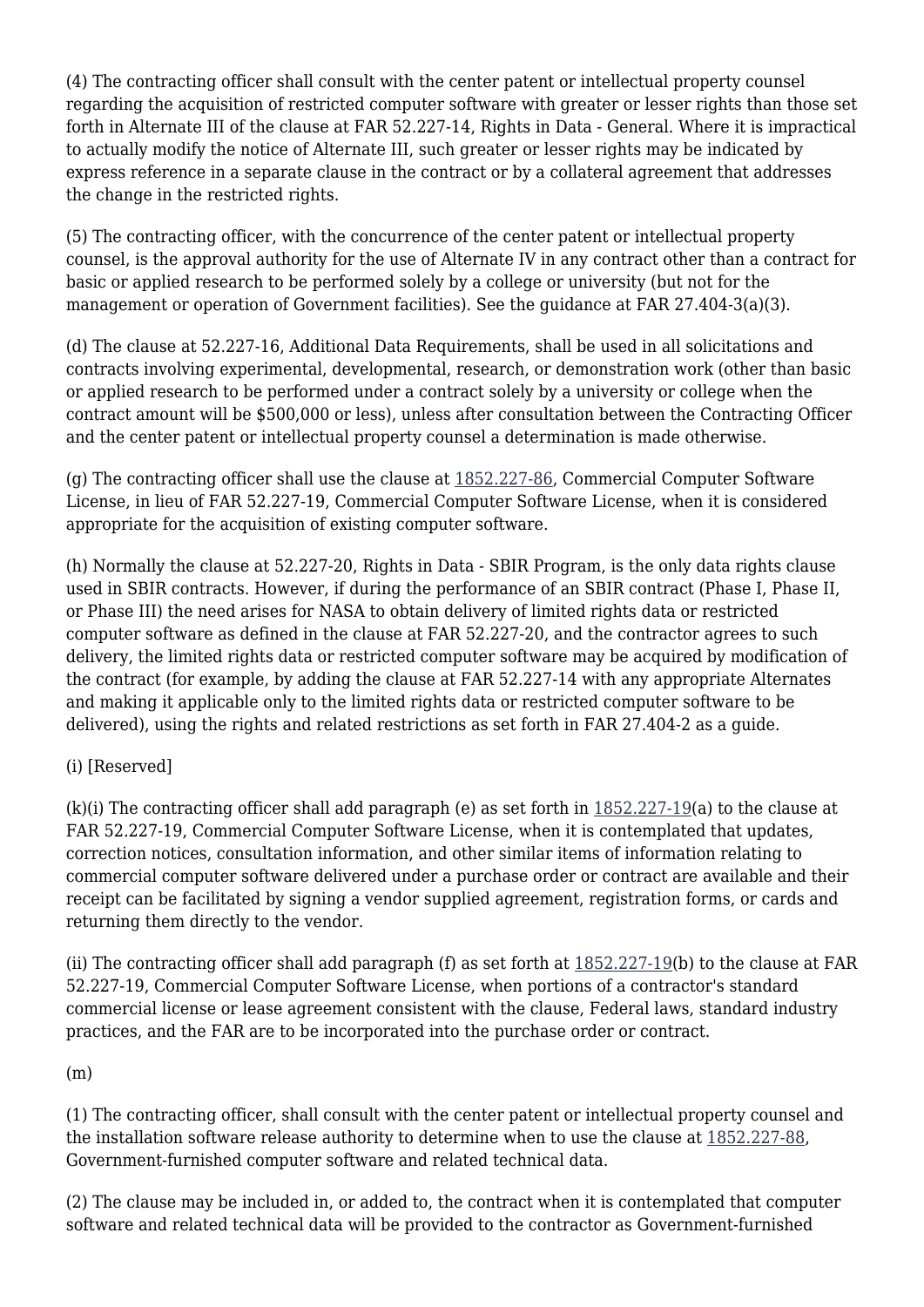(4) The contracting officer shall consult with the center patent or intellectual property counsel regarding the acquisition of restricted computer software with greater or lesser rights than those set forth in Alternate III of the clause at FAR 52.227-14, Rights in Data - General. Where it is impractical to actually modify the notice of Alternate III, such greater or lesser rights may be indicated by express reference in a separate clause in the contract or by a collateral agreement that addresses the change in the restricted rights.

(5) The contracting officer, with the concurrence of the center patent or intellectual property counsel, is the approval authority for the use of Alternate IV in any contract other than a contract for basic or applied research to be performed solely by a college or university (but not for the management or operation of Government facilities). See the guidance at FAR 27.404-3(a)(3).

(d) The clause at 52.227-16, Additional Data Requirements, shall be used in all solicitations and contracts involving experimental, developmental, research, or demonstration work (other than basic or applied research to be performed under a contract solely by a university or college when the contract amount will be $500,000 or less), unless after consultation between the Contracting Officer and the center patent or intellectual property counsel a determination is made otherwise.

(g) The contracting officer shall use the clause at 1852.227-86, Commercial Computer Software License, in lieu of FAR 52.227-19, Commercial Computer Software License, when it is considered appropriate for the acquisition of existing computer software.

(h) Normally the clause at 52.227-20, Rights in Data - SBIR Program, is the only data rights clause used in SBIR contracts. However, if during the performance of an SBIR contract (Phase I, Phase II, or Phase III) the need arises for NASA to obtain delivery of limited rights data or restricted computer software as defined in the clause at FAR 52.227-20, and the contractor agrees to such delivery, the limited rights data or restricted computer software may be acquired by modification of the contract (for example, by adding the clause at FAR 52.227-14 with any appropriate Alternates and making it applicable only to the limited rights data or restricted computer software to be delivered), using the rights and related restrictions as set forth in FAR 27.404-2 as a guide.

(i) [Reserved]

(k)(i) The contracting officer shall add paragraph (e) as set forth in 1852.227-19(a) to the clause at FAR 52.227-19, Commercial Computer Software License, when it is contemplated that updates, correction notices, consultation information, and other similar items of information relating to commercial computer software delivered under a purchase order or contract are available and their receipt can be facilitated by signing a vendor supplied agreement, registration forms, or cards and returning them directly to the vendor.

(ii) The contracting officer shall add paragraph (f) as set forth at 1852.227-19(b) to the clause at FAR 52.227-19, Commercial Computer Software License, when portions of a contractor's standard commercial license or lease agreement consistent with the clause, Federal laws, standard industry practices, and the FAR are to be incorporated into the purchase order or contract.

(m)

(1) The contracting officer, shall consult with the center patent or intellectual property counsel and the installation software release authority to determine when to use the clause at 1852.227-88, Government-furnished computer software and related technical data.

(2) The clause may be included in, or added to, the contract when it is contemplated that computer software and related technical data will be provided to the contractor as Government-furnished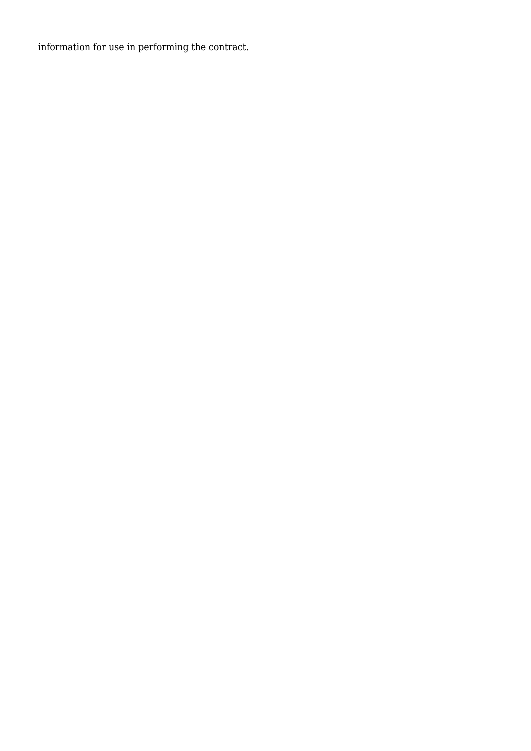information for use in performing the contract.